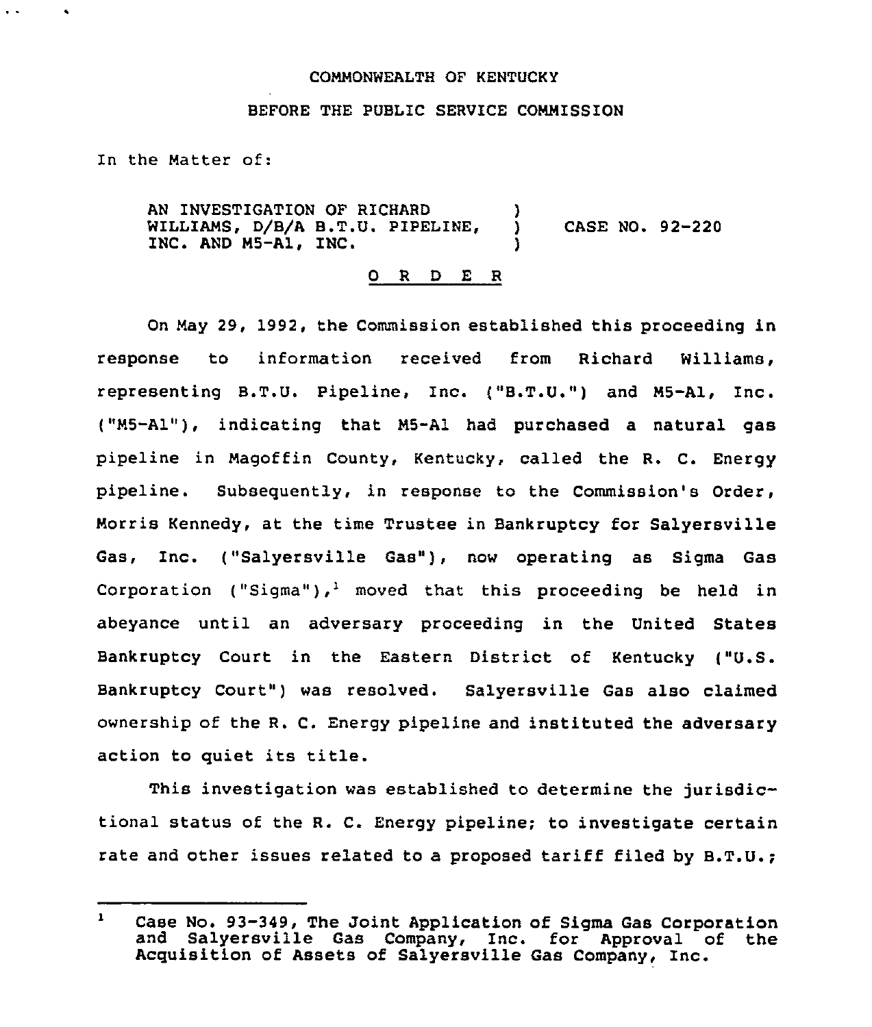COMMONWEALTH OF KENTUCKY

BEFORE THE PUBLIC SERVICE COMMISSION

In the Matter of:

AN INVESTIGATION OF RICHARD WILLIAMS, D/B/A B.T.U. PIPELINE, INC. AND M5-A1, INC. ) CASE NO. 92-220

O R D E R

On May 29, 1992, the Commission established this proceeding in response to information received from Richard Williams, representing B.T.U. Pipeline, Inc. ("B.T.U.") and M5-A1, Inc. ("M5-A1"), indicating that M5-A1 had purchased a natural gas pipeline in Magoffin County, Kentucky, called the R. C. Energy pipeline. Subsequently, in response to the Commission's Order, Morris Kennedy, at the time Trustee in Bankruptcy for Salyersville Gas, Inc. ("Salyersville Gas"), now operating as Sigma Gas Corporation ("Sigma"),[1] moved that this proceeding be held in abeyance until an adversary proceeding in the United States Bankruptcy Court in the Eastern District of Kentucky ("U.S. Bankruptcy Court") was resolved. Salyersville Gas also claimed ownership of the R. C. Energy pipeline and instituted the adversary action to quiet its title.

This investigation was established to determine the jurisdictional status of the R. C. Energy pipeline; to investigate certain rate and other issues related to a proposed tariff filed by B.T.U.;

---

[1] Case No. 93-349, The Joint Application of Sigma Gas Corporation and Salyersville Gas Company, Inc. for Approval of the Acquisition of Assets of Salyersville Gas Company, Inc.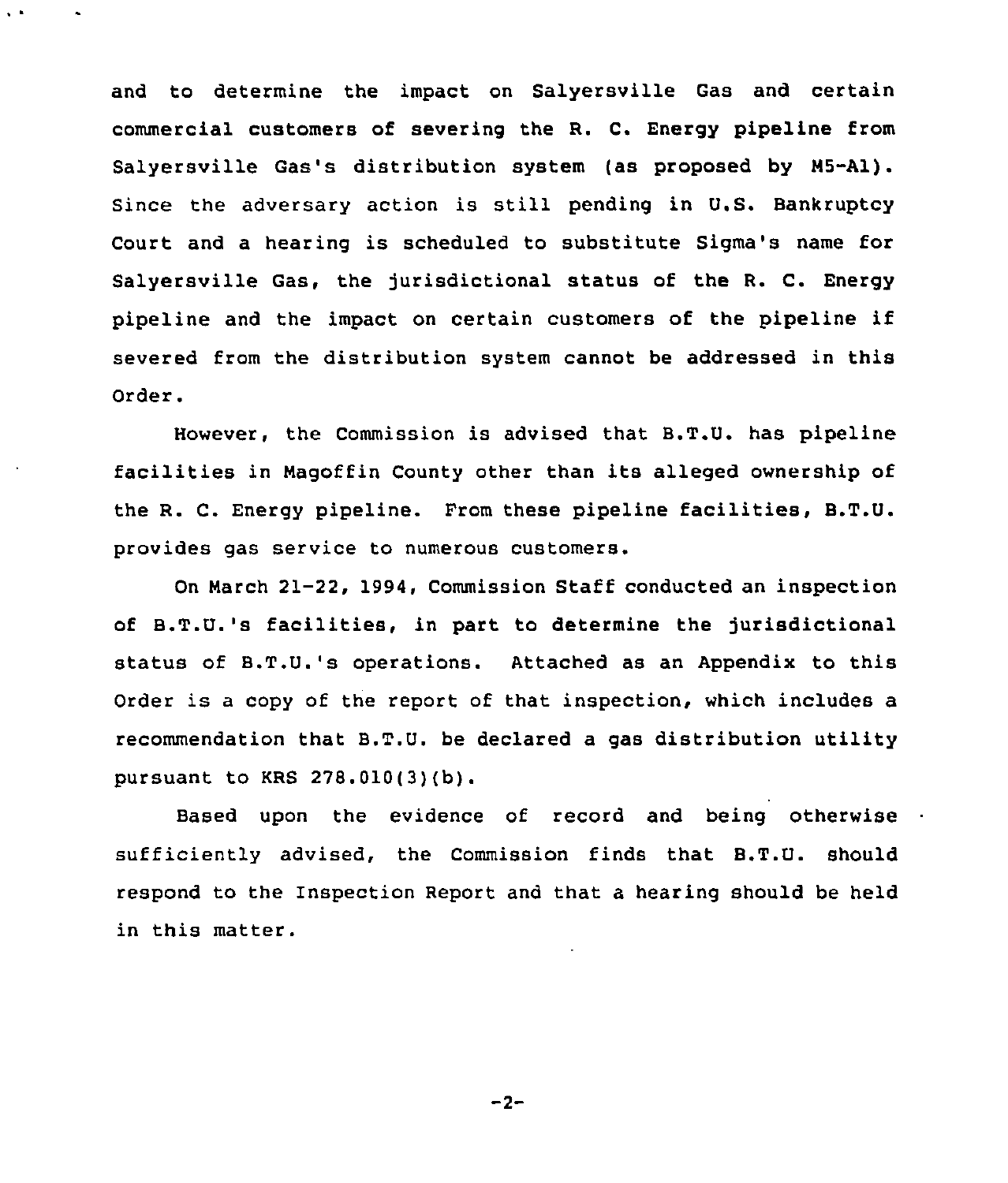and to determine the impact on Salyersville Gas and certain commercial customers of severing the R. C. Energy pipeline from Salyersville Gas's distribution system (as proposed by M5-A1). Since the adversary action is still pending in U.S. Bankruptcy Court and a hearing is scheduled to substitute Sigma's name for Salyersville Gas, the jurisdictional status of the R. C. Energy pipeline and the impact on certain customers of the pipeline if severed from the distribution system cannot be addressed in this Order.

However, the Commission is advised that B.T.U. has pipeline facilities in Magoffin County other than its alleged ownership of the R. C. Energy pipeline. From these pipeline facilities, B.T.U. provides gas service to numerous customers.

On March 21-22, 1994, Commission Staff conducted an inspection of B.T.U.'s facilities, in part to determine the jurisdictional status of B.T.U.'s operations. Attached as an Appendix to this Order is a copy of the report of that inspection, which includes a recommendation that B.T.U. be declared a gas distribution utility pursuant to KRS 278.010(3)(b).

Based upon the evidence of record and being otherwise sufficiently advised, the Commission finds that B.T.U. should respond to the Inspection Report and that a hearing should be held in this matter.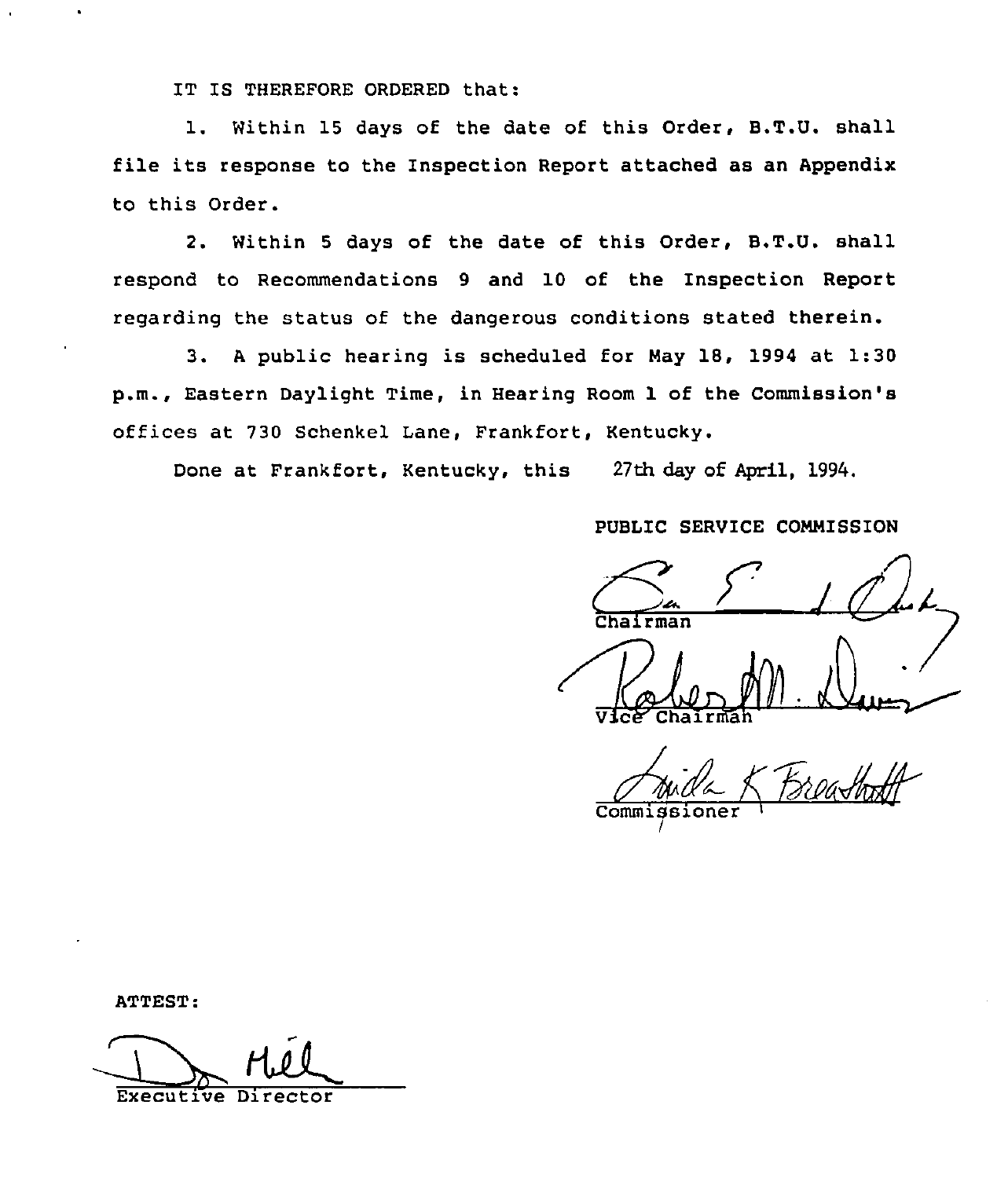IT IS THEREFORE ORDERED that:

1. Within 15 days of the date of this Order, B.T.U. shall file its response to the Inspection Report attached as an Appendix to this Order.

2. Within 5 days of the date of this Order, B.T.U. shall respond to Recommendations 9 and 10 of the Inspection Report regarding the status of the dangerous conditions stated therein.

3. A public hearing is scheduled for May 18, 1994 at 1:30 p.m., Eastern Daylight Time, in Hearing Room 1 of the Commission's offices at 730 Schenkel Lane, Frankfort, Kentucky.

Done at Frankfort, Kentucky, this 27th day of April, 1994.

PUBLIC SERVICE COMMISSION

Chairman

Vice Chairman

Commissioner

ATTEST:

Executive Director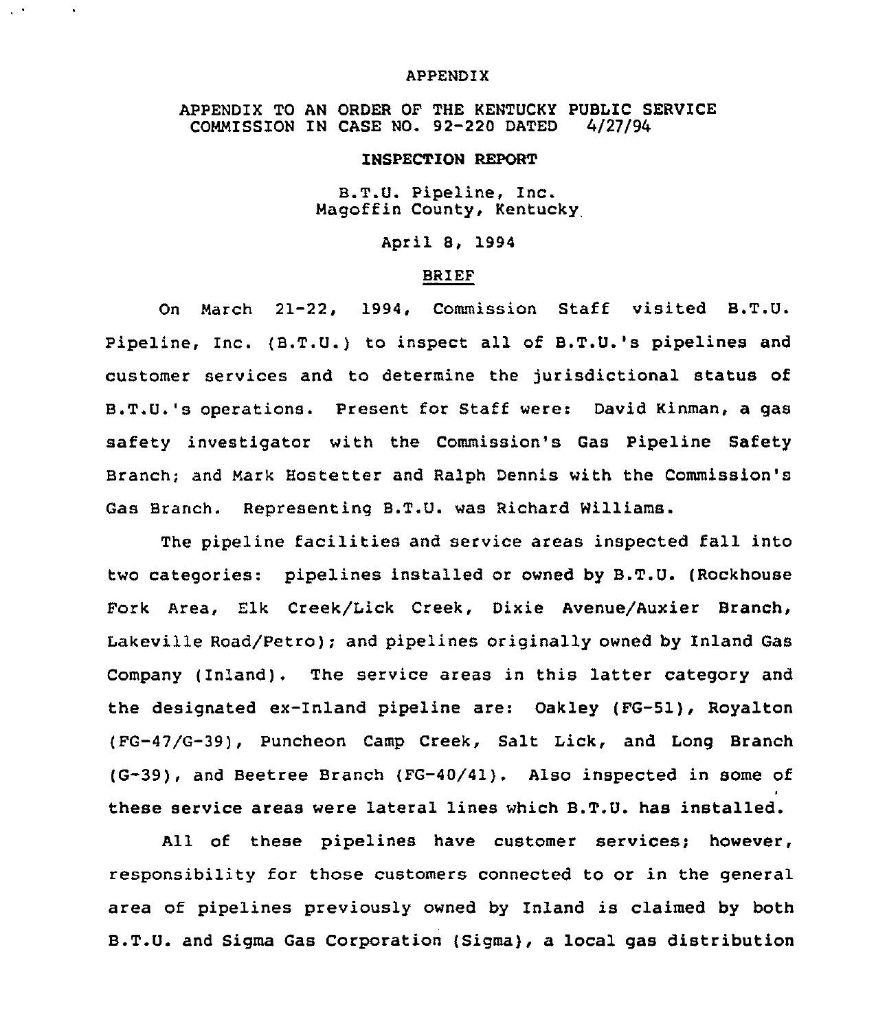APPENDIX

APPENDIX TO AN ORDER OF THE KENTUCKY PUBLIC SERVICE COMMISSION IN CASE NO. 92-220 DATED 4/27/94

**INSPECTION REPORT**

B.T.U. Pipeline, Inc.
Magoffin County, Kentucky

April 8, 1994

BRIEF

On March 21-22, 1994, Commission Staff visited B.T.U. Pipeline, Inc. (B.T.U.) to inspect all of B.T.U.'s pipelines and customer services and to determine the jurisdictional status of B.T.U.'s operations. Present for Staff were: David Kinman, a gas safety investigator with the Commission's Gas Pipeline Safety Branch; and Mark Hostetter and Ralph Dennis with the Commission's Gas Branch. Representing B.T.U. was Richard Williams.

The pipeline facilities and service areas inspected fall into two categories: pipelines installed or owned by B.T.U. (Rockhouse Fork Area, Elk Creek/Lick Creek, Dixie Avenue/Auxier Branch, Lakeville Road/Petro); and pipelines originally owned by Inland Gas Company (Inland). The service areas in this latter category and the designated ex-Inland pipeline are: Oakley (FG-51), Royalton (FG-47/G-39), Puncheon Camp Creek, Salt Lick, and Long Branch (G-39), and Beetree Branch (FG-40/41). Also inspected in some of these service areas were lateral lines which B.T.U. has installed.

All of these pipelines have customer services; however, responsibility for those customers connected to or in the general area of pipelines previously owned by Inland is claimed by both B.T.U. and Sigma Gas Corporation (Sigma), a local gas distribution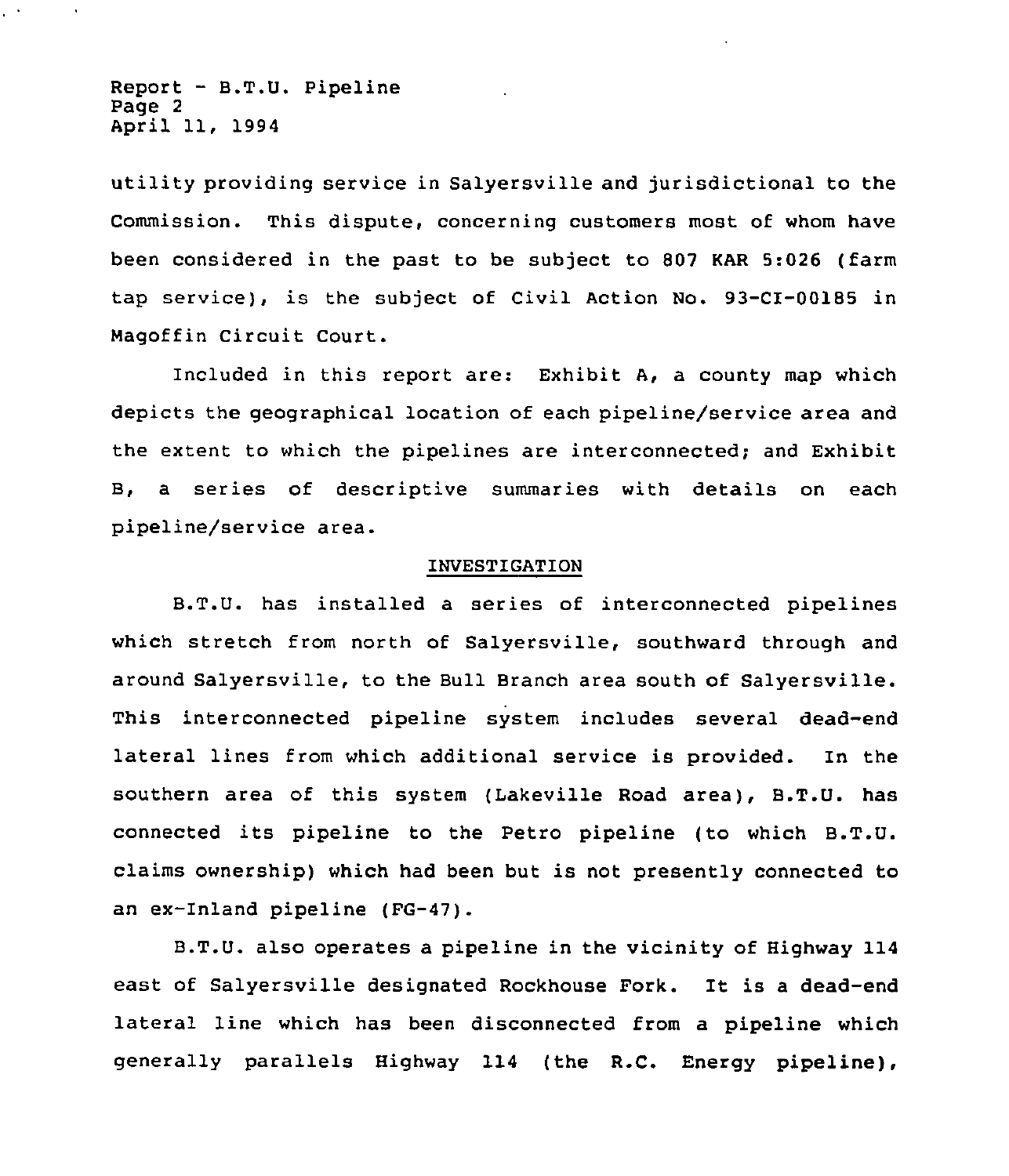utility providing service in Salyersville and jurisdictional to the Commission. This dispute, concerning customers most of whom have been considered in the past to be subject to 807 KAR 5:026 (farm tap service), is the subject of Civil Action No. 93-CI-00185 in Magoffin Circuit Court.

Included in this report are: Exhibit A, a county map which depicts the geographical location of each pipeline/service area and the extent to which the pipelines are interconnected; and Exhibit B, a series of descriptive summaries with details on each pipeline/service area.

## INVESTIGATION

B.T.U. has installed a series of interconnected pipelines which stretch from north of Salyersville, southward through and around Salyersville, to the Bull Branch area south of Salyersville. This interconnected pipeline system includes several dead-end lateral lines from which additional service is provided. In the southern area of this system (Lakeville Road area), B.T.U. has connected its pipeline to the Petro pipeline (to which B.T.U. claims ownership) which had been but is not presently connected to an ex-Inland pipeline (FG-47).

B.T.U. also operates a pipeline in the vicinity of Highway 114 east of Salyersville designated Rockhouse Fork. It is a dead-end lateral line which has been disconnected from a pipeline which generally parallels Highway 114 (the R.C. Energy pipeline),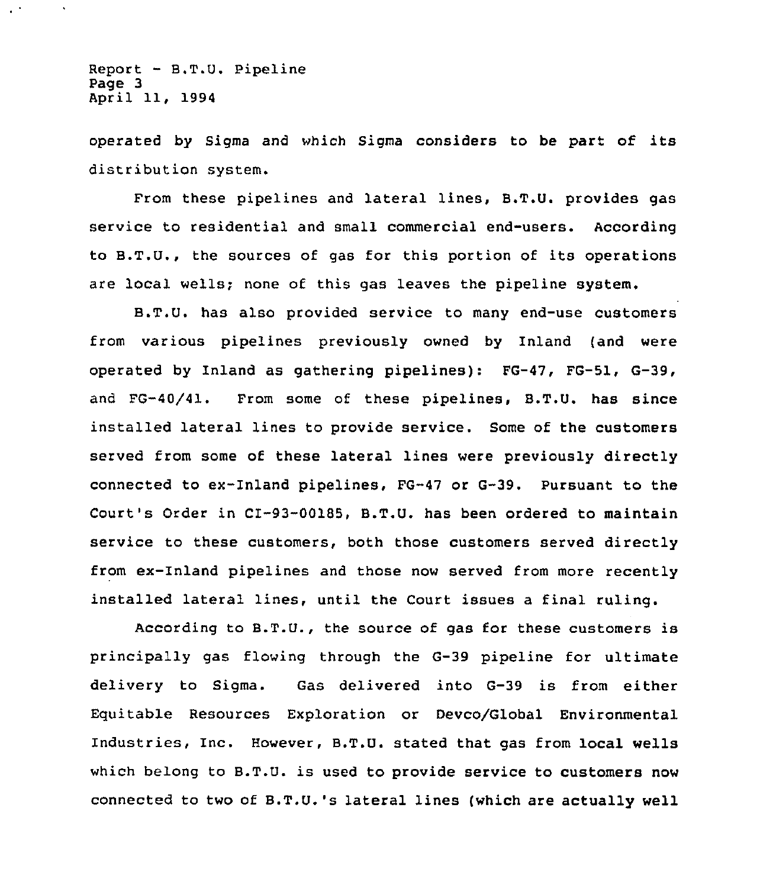operated by Sigma and which Sigma considers to be part of its distribution system.

From these pipelines and lateral lines, B.T.U. provides gas service to residential and small commercial end-users. According to B.T.U., the sources of gas for this portion of its operations are local wells; none of this gas leaves the pipeline system.

B.T.U. has also provided service to many end-use customers from various pipelines previously owned by Inland (and were operated by Inland as gathering pipelines): FG-47, FG-51, G-39, and FG-40/41. From some of these pipelines, B.T.U. has since installed lateral lines to provide service. Some of the customers served from some of these lateral lines were previously directly connected to ex-Inland pipelines, FG-47 or G-39. Pursuant to the Court's Order in CI-93-00185, B.T.U. has been ordered to maintain service to these customers, both those customers served directly from ex-Inland pipelines and those now served from more recently installed lateral lines, until the Court issues a final ruling.

According to B.T.U., the source of gas for these customers is principally gas flowing through the G-39 pipeline for ultimate delivery to Sigma. Gas delivered into G-39 is from either Equitable Resources Exploration or Devco/Global Environmental Industries, Inc. However, B.T.U. stated that gas from local wells which belong to B.T.U. is used to provide service to customers now connected to two of B.T.U.'s lateral lines (which are actually well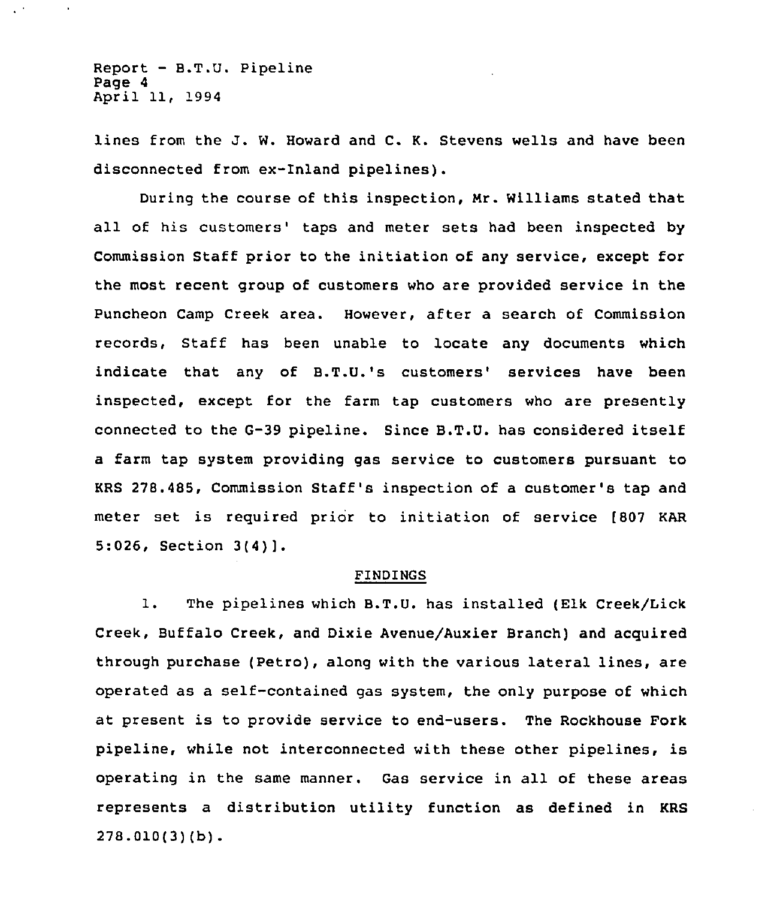lines from the J. W. Howard and C. K. Stevens wells and have been disconnected from ex-Inland pipelines).

During the course of this inspection, Mr. Williams stated that all of his customers' taps and meter sets had been inspected by Commission Staff prior to the initiation of any service, except for the most recent group of customers who are provided service in the Puncheon Camp Creek area. However, after a search of Commission records, Staff has been unable to locate any documents which indicate that any of B.T.U.'s customers' services have been inspected, except for the farm tap customers who are presently connected to the G-39 pipeline. Since B.T.U. has considered itself a farm tap system providing gas service to customers pursuant to KRS 278.485, Commission Staff's inspection of a customer's tap and meter set is required prior to initiation of service [807 KAR 5:026, Section 3(4)].

## FINDINGS

1. The pipelines which B.T.U. has installed (Elk Creek/Lick Creek, Buffalo Creek, and Dixie Avenue/Auxier Branch) and acquired through purchase (Petro), along with the various lateral lines, are operated as a self-contained gas system, the only purpose of which at present is to provide service to end-users. The Rockhouse Fork pipeline, while not interconnected with these other pipelines, is operating in the same manner. Gas service in all of these areas represents a distribution utility function as defined in KRS 278.010(3)(b).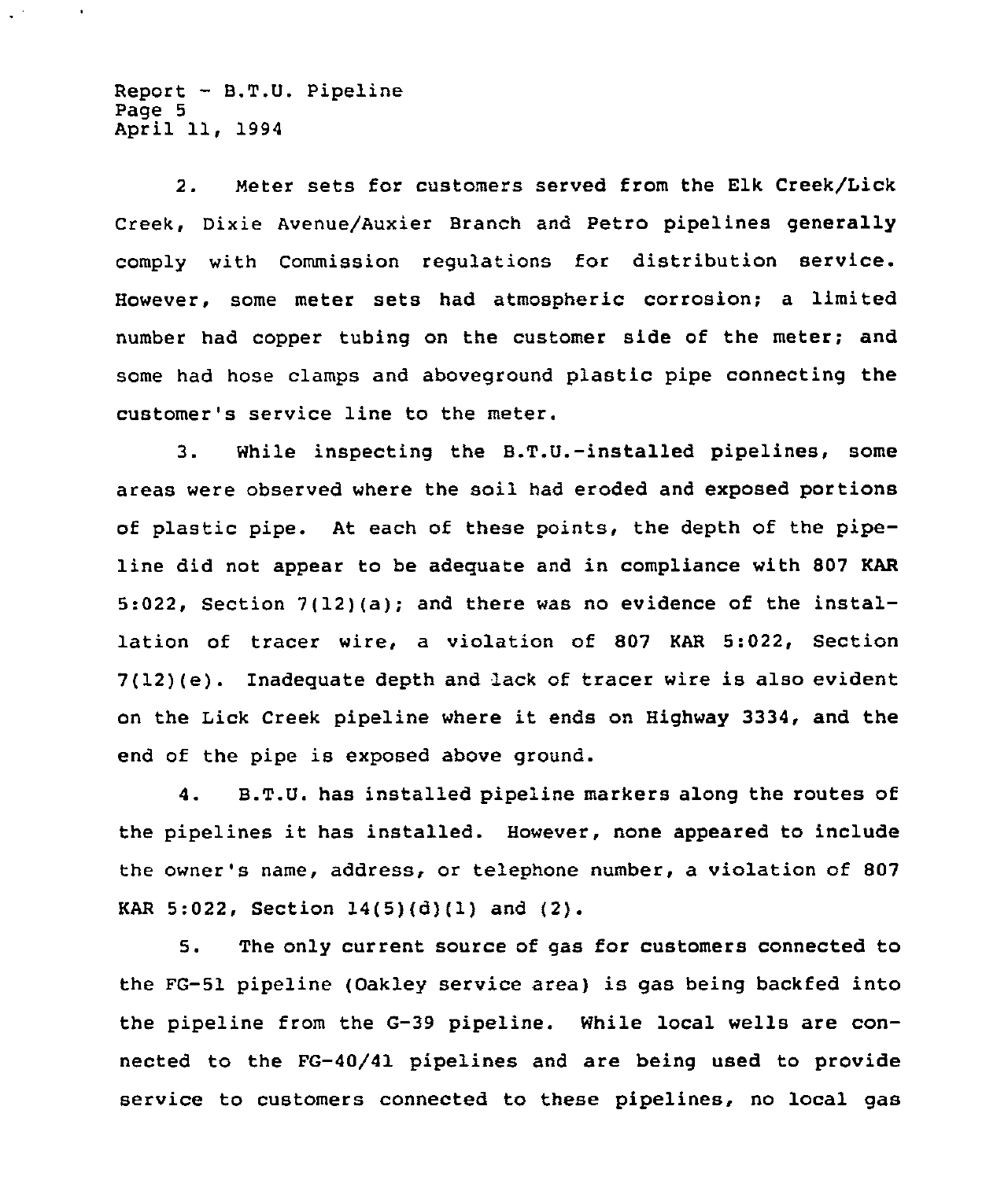2. Meter sets for customers served from the Elk Creek/Lick Creek, Dixie Avenue/Auxier Branch and Petro pipelines generally comply with Commission regulations for distribution service. However, some meter sets had atmospheric corrosion; a limited number had copper tubing on the customer side of the meter; and some had hose clamps and aboveground plastic pipe connecting the customer's service line to the meter.

3. While inspecting the B.T.U.-installed pipelines, some areas were observed where the soil had eroded and exposed portions of plastic pipe. At each of these points, the depth of the pipeline did not appear to be adequate and in compliance with 807 KAR 5:022, Section 7(12)(a); and there was no evidence of the installation of tracer wire, a violation of 807 KAR 5:022, Section 7(12)(e). Inadequate depth and lack of tracer wire is also evident on the Lick Creek pipeline where it ends on Highway 3334, and the end of the pipe is exposed above ground.

4. B.T.U. has installed pipeline markers along the routes of the pipelines it has installed. However, none appeared to include the owner's name, address, or telephone number, a violation of 807 KAR 5:022, Section 14(5)(d)(1) and (2).

5. The only current source of gas for customers connected to the FG-51 pipeline (Oakley service area) is gas being backfed into the pipeline from the G-39 pipeline. While local wells are connected to the FG-40/41 pipelines and are being used to provide service to customers connected to these pipelines, no local gas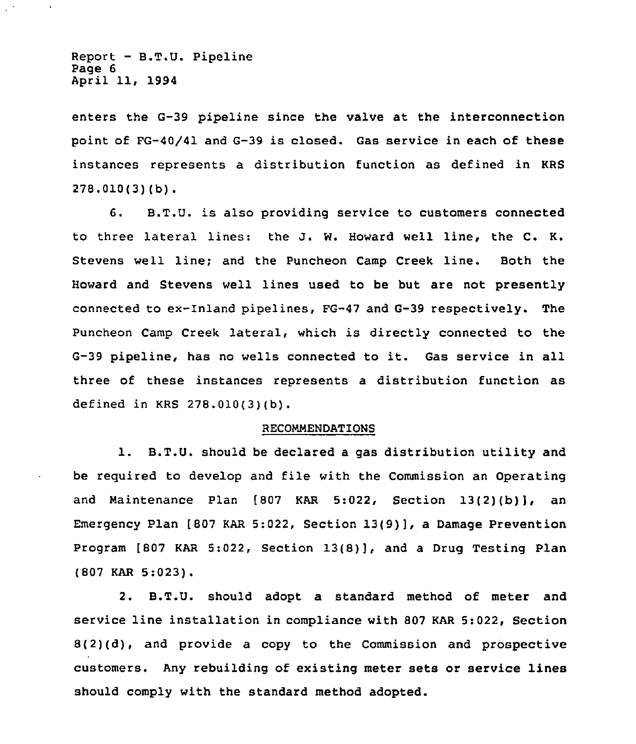enters the G-39 pipeline since the valve at the interconnection point of FG-40/41 and G-39 is closed. Gas service in each of these instances represents a distribution function as defined in KRS 278.010(3)(b).

6. B.T.U. is also providing service to customers connected to three lateral lines: the J. W. Howard well line, the C. K. Stevens well line; and the Puncheon Camp Creek line. Both the Howard and Stevens well lines used to be but are not presently connected to ex-Inland pipelines, FG-47 and G-39 respectively. The Puncheon Camp Creek lateral, which is directly connected to the G-39 pipeline, has no wells connected to it. Gas service in all three of these instances represents a distribution function as defined in KRS 278.010(3)(b).

## RECOMMENDATIONS

1. B.T.U. should be declared a gas distribution utility and be required to develop and file with the Commission an Operating and Maintenance Plan [807 KAR 5:022, Section 13(2)(b)], an Emergency Plan [807 KAR 5:022, Section 13(9)], a Damage Prevention Program [807 KAR 5:022, Section 13(8)], and a Drug Testing Plan (807 KAR 5:023).

2. B.T.U. should adopt a standard method of meter and service line installation in compliance with 807 KAR 5:022, Section 8(2)(d), and provide a copy to the Commission and prospective customers. Any rebuilding of existing meter sets or service lines should comply with the standard method adopted.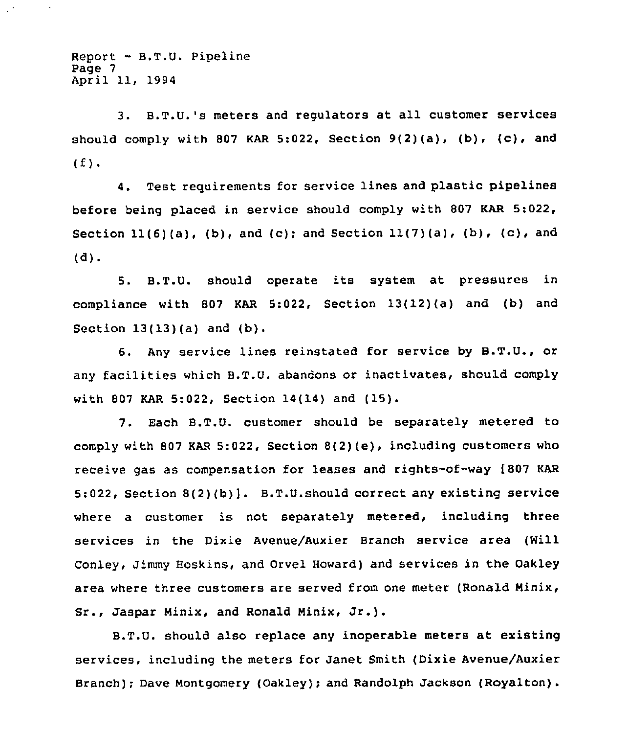3. B.T.U.'s meters and regulators at all customer services should comply with 807 KAR 5:022, Section 9(2)(a), (b), (c), and (f).

4. Test requirements for service lines and plastic pipelines before being placed in service should comply with 807 KAR 5:022, Section 11(6)(a), (b), and (c); and Section 11(7)(a), (b), (c), and (d).

5. B.T.U. should operate its system at pressures in compliance with 807 KAR 5:022, Section 13(12)(a) and (b) and Section 13(13)(a) and (b).

6. Any service lines reinstated for service by B.T.U., or any facilities which B.T.U. abandons or inactivates, should comply with 807 KAR 5:022, Section 14(14) and (15).

7. Each B.T.U. customer should be separately metered to comply with 807 KAR 5:022, Section 8(2)(e), including customers who receive gas as compensation for leases and rights-of-way [807 KAR 5:022, Section 8(2)(b)]. B.T.U.should correct any existing service where a customer is not separately metered, including three services in the Dixie Avenue/Auxier Branch service area (Will Conley, Jimmy Hoskins, and Orvel Howard) and services in the Oakley area where three customers are served from one meter (Ronald Minix, Sr., Jaspar Minix, and Ronald Minix, Jr.).

B.T.U. should also replace any inoperable meters at existing services, including the meters for Janet Smith (Dixie Avenue/Auxier Branch); Dave Montgomery (Oakley); and Randolph Jackson (Royalton).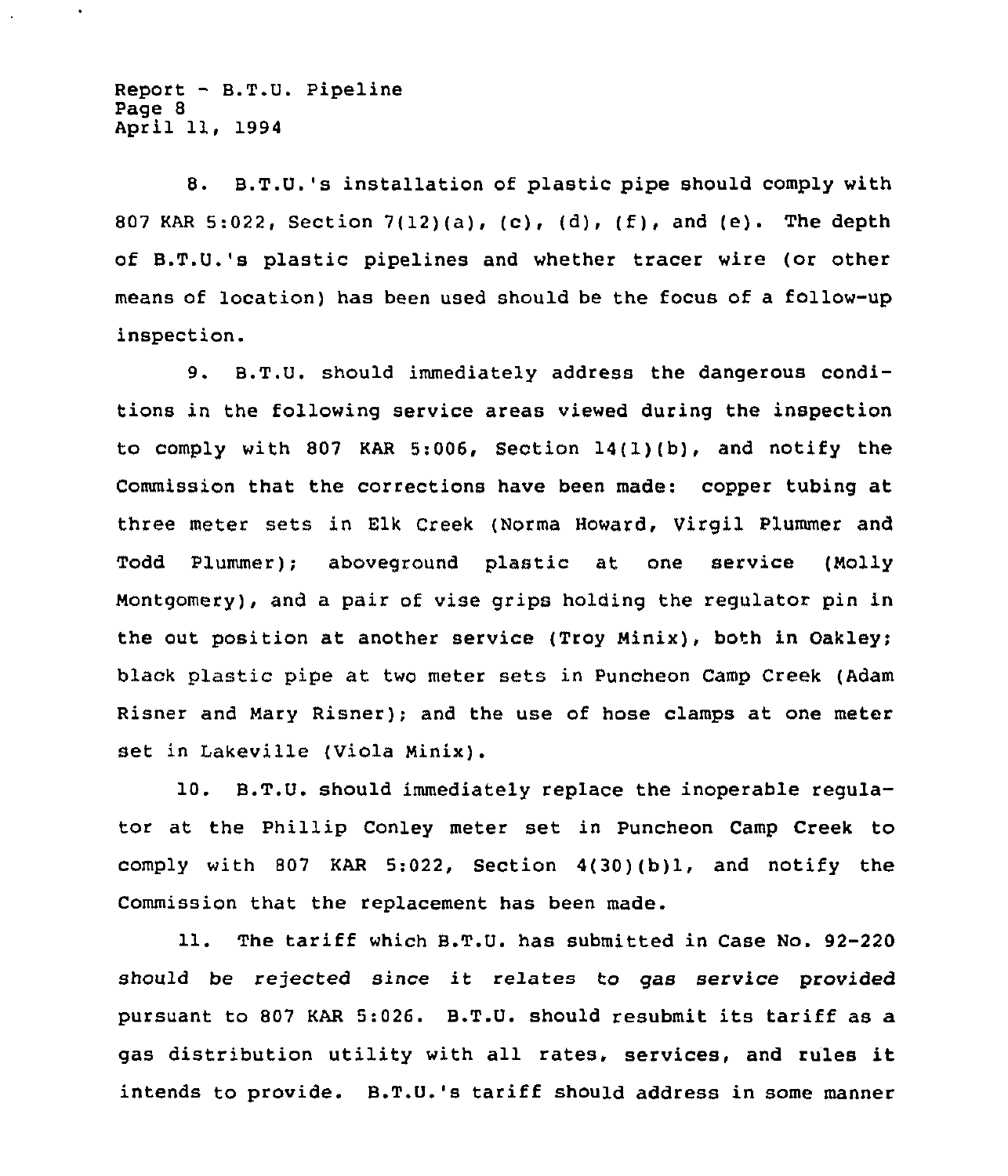8. B.T.U.'s installation of plastic pipe should comply with 807 KAR 5:022, Section 7(12)(a), (c), (d), (f), and (e). The depth of B.T.U.'s plastic pipelines and whether tracer wire (or other means of location) has been used should be the focus of a follow-up inspection.

9. B.T.U. should immediately address the dangerous conditions in the following service areas viewed during the inspection to comply with 807 KAR 5:006, Section 14(1)(b), and notify the Commission that the corrections have been made: copper tubing at three meter sets in Elk Creek (Norma Howard, Virgil Plummer and Todd Plummer); aboveground plastic at one service (Molly Montgomery), and a pair of vise grips holding the regulator pin in the out position at another service (Troy Minix), both in Oakley; black plastic pipe at two meter sets in Puncheon Camp Creek (Adam Risner and Mary Risner); and the use of hose clamps at one meter set in Lakeville (Viola Minix).

10. B.T.U. should immediately replace the inoperable regulator at the Phillip Conley meter set in Puncheon Camp Creek to comply with 807 KAR 5:022, Section 4(30)(b)1, and notify the Commission that the replacement has been made.

11. The tariff which B.T.U. has submitted in Case No. 92-220 should be rejected since it relates to gas service provided pursuant to 807 KAR 5:026. B.T.U. should resubmit its tariff as a gas distribution utility with all rates, services, and rules it intends to provide. B.T.U.'s tariff should address in some manner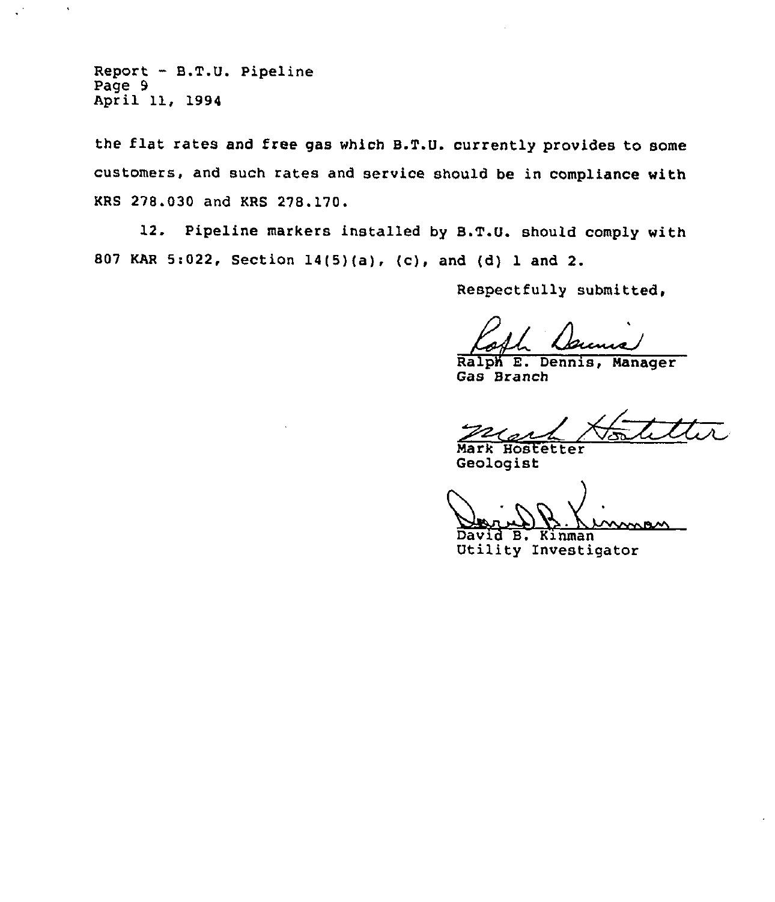the flat rates and free gas which B.T.U. currently provides to some customers, and such rates and service should be in compliance with KRS 278.030 and KRS 278.170.

12. Pipeline markers installed by B.T.U. should comply with 807 KAR 5:022, Section 14(5)(a), (c), and (d) 1 and 2.

Respectfully submitted,

Ralph E. Dennis, Manager
Gas Branch

Mark Hostetter
Geologist

David B. Kinman
Utility Investigator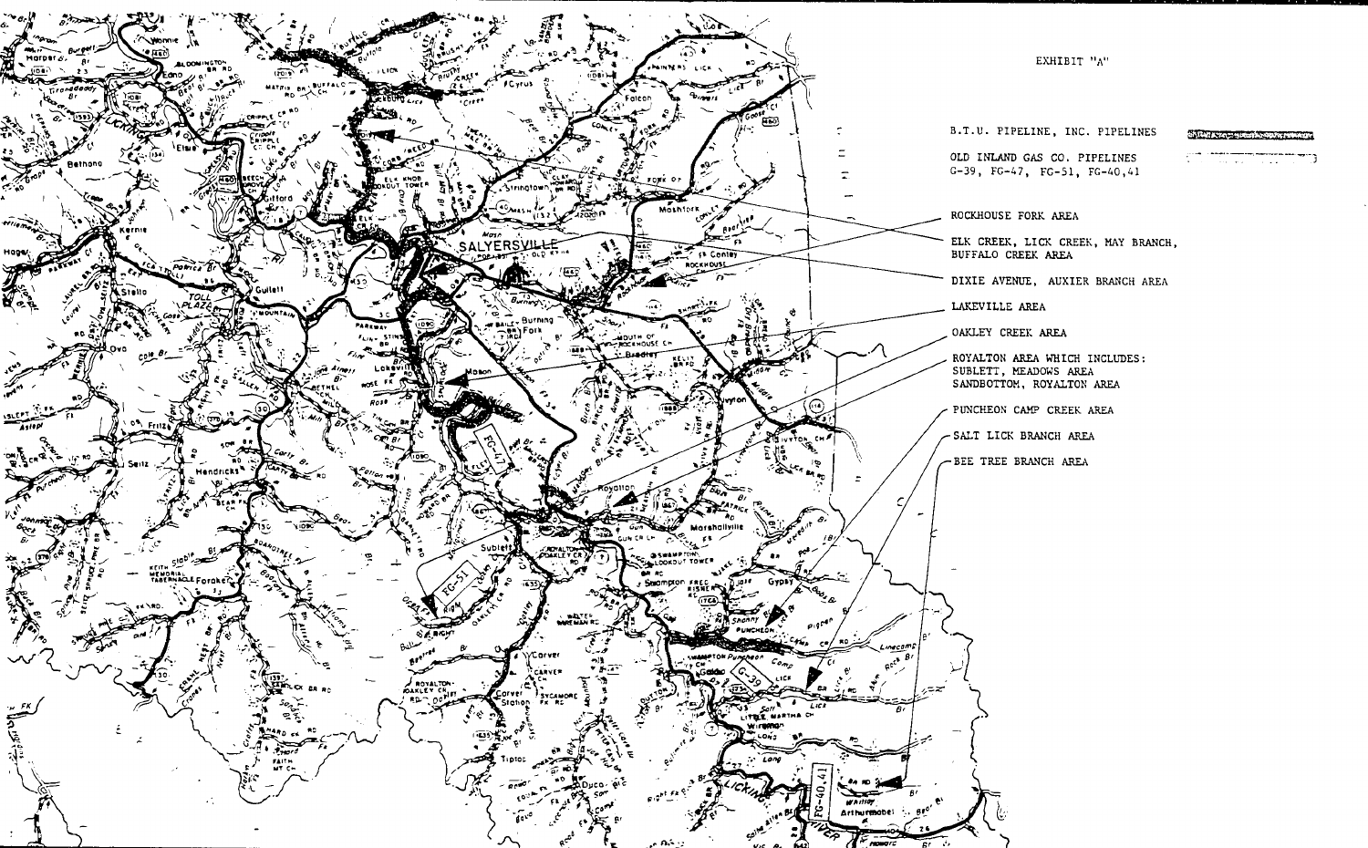EXHIBIT "A"

B.T.U. PIPELINE, INC. PIPELINES

OLD INLAND GAS CO. PIPELINES
G-39, FG-47, FG-51, FG-40,41

ROCKHOUSE FORK AREA

ELK CREEK, LICK CREEK, MAY BRANCH, BUFFALO CREEK AREA

DIXIE AVENUE, AUXIER BRANCH AREA

LAKEVILLE AREA

OAKLEY CREEK AREA

ROYALTON AREA WHICH INCLUDES:
SUBLETT, MEADOWS AREA
SANDBOTTOM, ROYALTON AREA

PUNCHEON CAMP CREEK AREA

SALT LICK BRANCH AREA

BEE TREE BRANCH AREA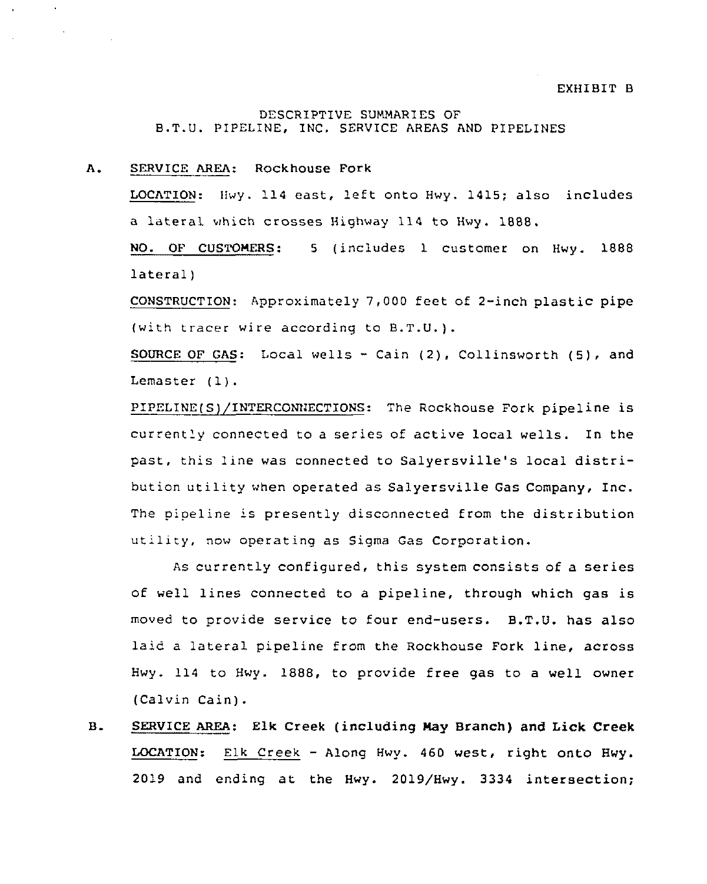EXHIBIT B

DESCRIPTIVE SUMMARIES OF
B.T.U. PIPELINE, INC. SERVICE AREAS AND PIPELINES

A. SERVICE AREA: Rockhouse Fork

LOCATION: Hwy. 114 east, left onto Hwy. 1415; also includes a lateral which crosses Highway 114 to Hwy. 1888.

NO. OF CUSTOMERS: 5 (includes 1 customer on Hwy. 1888 lateral)

CONSTRUCTION: Approximately 7,000 feet of 2-inch plastic pipe (with tracer wire according to B.T.U.).

SOURCE OF GAS: Local wells - Cain (2), Collinsworth (5), and Lemaster (1).

PIPELINE(S)/INTERCONNECTIONS: The Rockhouse Fork pipeline is currently connected to a series of active local wells. In the past, this line was connected to Salyersville's local distribution utility when operated as Salyersville Gas Company, Inc. The pipeline is presently disconnected from the distribution utility, now operating as Sigma Gas Corporation.

As currently configured, this system consists of a series of well lines connected to a pipeline, through which gas is moved to provide service to four end-users. B.T.U. has also laid a lateral pipeline from the Rockhouse Fork line, across Hwy. 114 to Hwy. 1888, to provide free gas to a well owner (Calvin Cain).

B. SERVICE AREA: **Elk Creek (including May Branch) and Lick Creek**

LOCATION: Elk Creek - Along Hwy. 460 west, right onto Hwy. 2019 and ending at the Hwy. 2019/Hwy. 3334 intersection;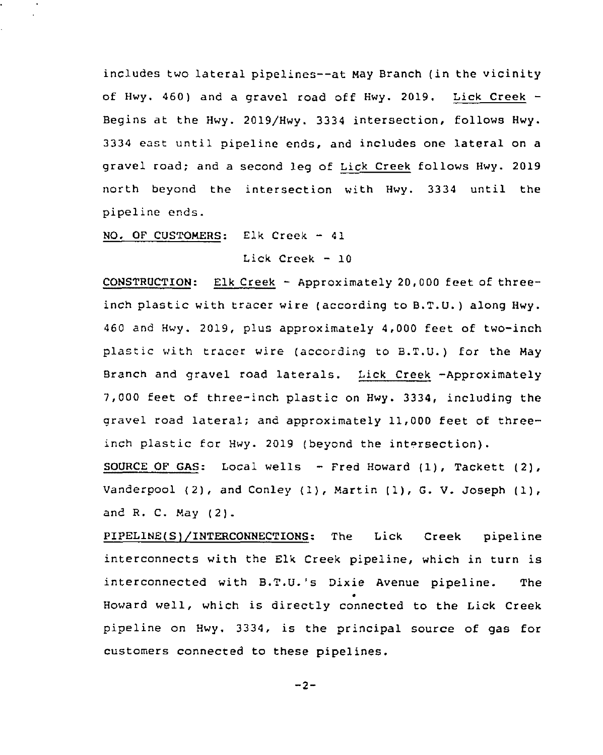includes two lateral pipelines--at May Branch (in the vicinity of Hwy. 460) and a gravel road off Hwy. 2019. Lick Creek - Begins at the Hwy. 2019/Hwy. 3334 intersection, follows Hwy. 3334 east until pipeline ends, and includes one lateral on a gravel road; and a second leg of Lick Creek follows Hwy. 2019 north beyond the intersection with Hwy. 3334 until the pipeline ends.

NO. OF CUSTOMERS: Elk Creek - 41

Lick Creek - 10

CONSTRUCTION: Elk Creek - Approximately 20,000 feet of three-inch plastic with tracer wire (according to B.T.U.) along Hwy. 460 and Hwy. 2019, plus approximately 4,000 feet of two-inch plastic with tracer wire (according to B.T.U.) for the May Branch and gravel road laterals. Lick Creek -Approximately 7,000 feet of three-inch plastic on Hwy. 3334, including the gravel road lateral; and approximately 11,000 feet of three-inch plastic for Hwy. 2019 (beyond the intersection).

SOURCE OF GAS: Local wells - Fred Howard (1), Tackett (2), Vanderpool (2), and Conley (1), Martin (1), G. V. Joseph (1), and R. C. May (2).

PIPELINE(S)/INTERCONNECTIONS: The Lick Creek pipeline interconnects with the Elk Creek pipeline, which in turn is interconnected with B.T.U.'s Dixie Avenue pipeline. The Howard well, which is directly connected to the Lick Creek pipeline on Hwy. 3334, is the principal source of gas for customers connected to these pipelines.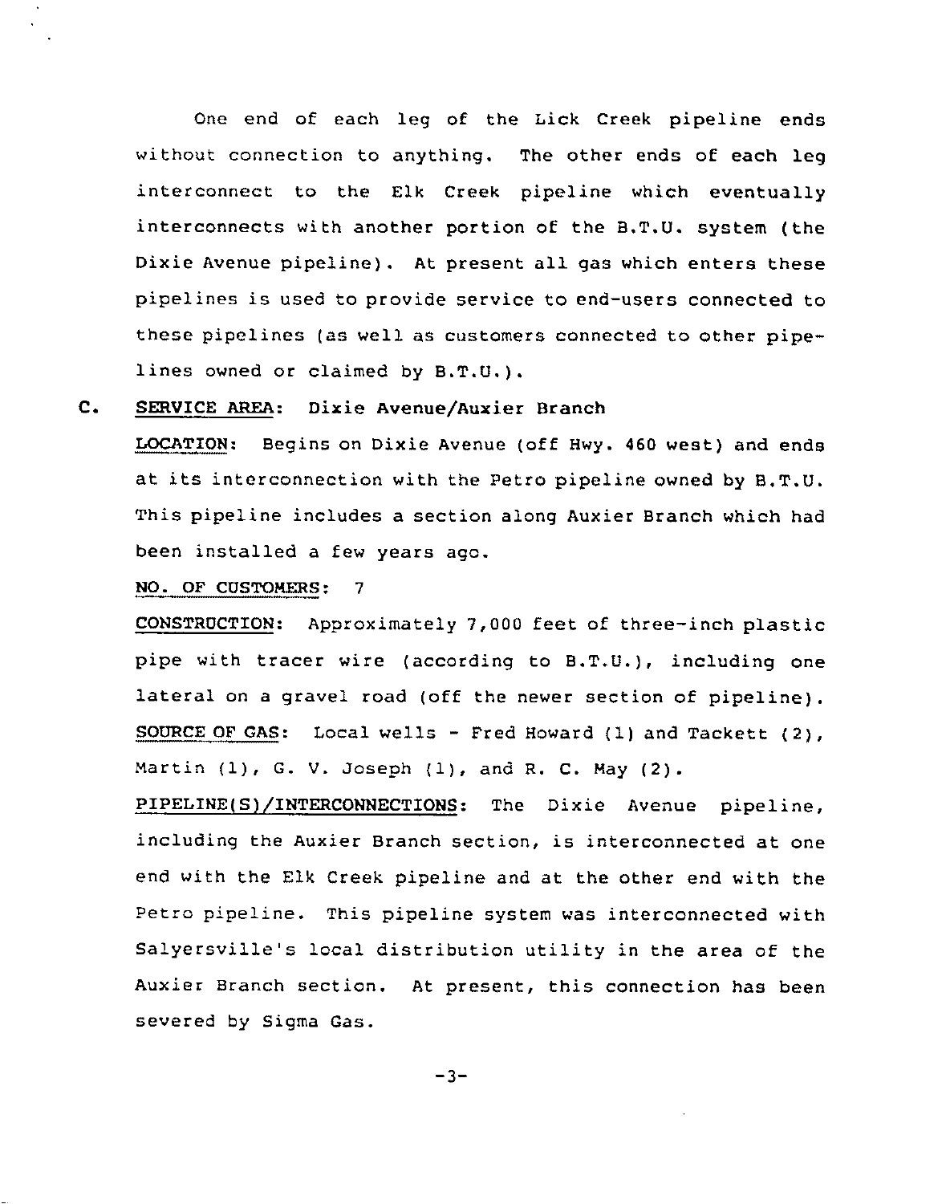One end of each leg of the Lick Creek pipeline ends without connection to anything. The other ends of each leg interconnect to the Elk Creek pipeline which eventually interconnects with another portion of the B.T.U. system (the Dixie Avenue pipeline). At present all gas which enters these pipelines is used to provide service to end-users connected to these pipelines (as well as customers connected to other pipelines owned or claimed by B.T.U.).

C. SERVICE AREA: Dixie Avenue/Auxier Branch

LOCATION: Begins on Dixie Avenue (off Hwy. 460 west) and ends at its interconnection with the Petro pipeline owned by B.T.U. This pipeline includes a section along Auxier Branch which had been installed a few years ago.

NO. OF CUSTOMERS: 7

CONSTRUCTION: Approximately 7,000 feet of three-inch plastic pipe with tracer wire (according to B.T.U.), including one lateral on a gravel road (off the newer section of pipeline).

SOURCE OF GAS: Local wells - Fred Howard (1) and Tackett (2), Martin (1), G. V. Joseph (1), and R. C. May (2).

PIPELINE(S)/INTERCONNECTIONS: The Dixie Avenue pipeline, including the Auxier Branch section, is interconnected at one end with the Elk Creek pipeline and at the other end with the Petro pipeline. This pipeline system was interconnected with Salyersville's local distribution utility in the area of the Auxier Branch section. At present, this connection has been severed by Sigma Gas.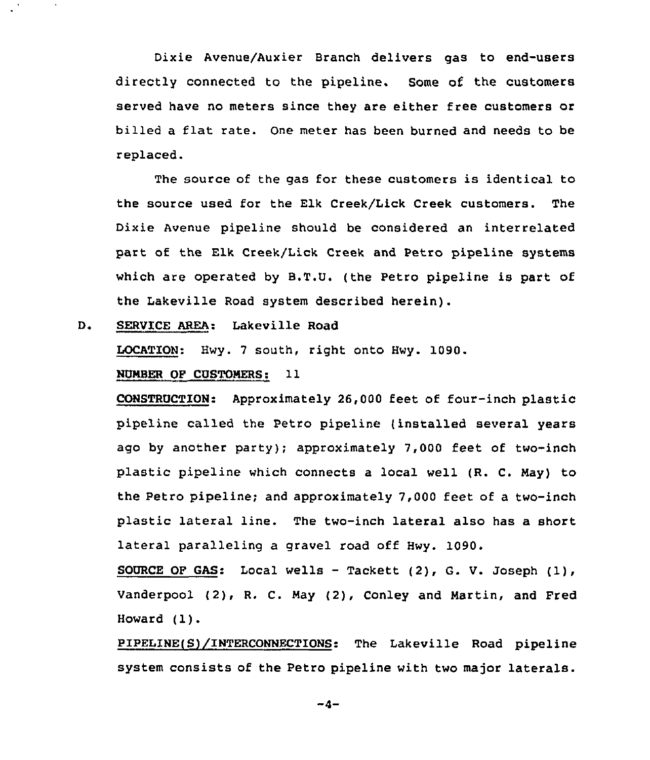Dixie Avenue/Auxier Branch delivers gas to end-users directly connected to the pipeline. Some of the customers served have no meters since they are either free customers or billed a flat rate. One meter has been burned and needs to be replaced.

The source of the gas for these customers is identical to the source used for the Elk Creek/Lick Creek customers. The Dixie Avenue pipeline should be considered an interrelated part of the Elk Creek/Lick Creek and Petro pipeline systems which are operated by B.T.U. (the Petro pipeline is part of the Lakeville Road system described herein).

D. <u>SERVICE AREA</u>: Lakeville Road

<u>LOCATION</u>: Hwy. 7 south, right onto Hwy. 1090.

<u>NUMBER OF CUSTOMERS</u>: 11

<u>CONSTRUCTION</u>: Approximately 26,000 feet of four-inch plastic pipeline called the Petro pipeline (installed several years ago by another party); approximately 7,000 feet of two-inch plastic pipeline which connects a local well (R. C. May) to the Petro pipeline; and approximately 7,000 feet of a two-inch plastic lateral line. The two-inch lateral also has a short lateral paralleling a gravel road off Hwy. 1090.

<u>SOURCE OF GAS</u>: Local wells - Tackett (2), G. V. Joseph (1), Vanderpool (2), R. C. May (2), Conley and Martin, and Fred Howard (1).

<u>PIPELINE(S)/INTERCONNECTIONS</u>: The Lakeville Road pipeline system consists of the Petro pipeline with two major laterals.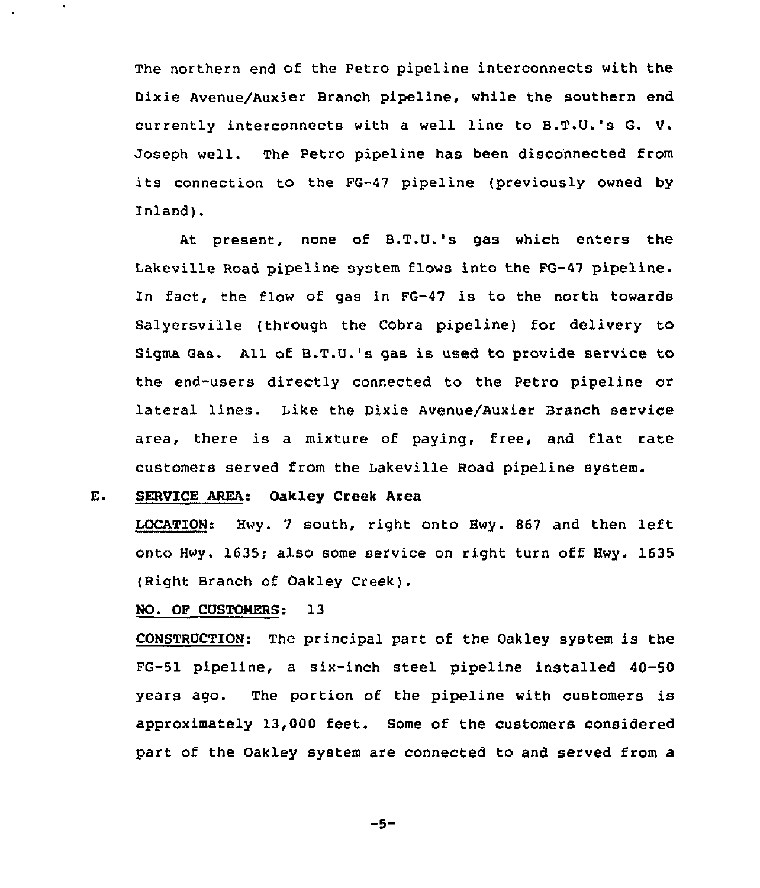The northern end of the Petro pipeline interconnects with the Dixie Avenue/Auxier Branch pipeline, while the southern end currently interconnects with a well line to B.T.U.'s G. V. Joseph well. The Petro pipeline has been disconnected from its connection to the FG-47 pipeline (previously owned by Inland).

At present, none of B.T.U.'s gas which enters the Lakeville Road pipeline system flows into the FG-47 pipeline. In fact, the flow of gas in FG-47 is to the north towards Salyersville (through the Cobra pipeline) for delivery to Sigma Gas. All of B.T.U.'s gas is used to provide service to the end-users directly connected to the Petro pipeline or lateral lines. Like the Dixie Avenue/Auxier Branch service area, there is a mixture of paying, free, and flat rate customers served from the Lakeville Road pipeline system.

E. **SERVICE AREA: Oakley Creek Area**

**LOCATION:** Hwy. 7 south, right onto Hwy. 867 and then left onto Hwy. 1635; also some service on right turn off Hwy. 1635 (Right Branch of Oakley Creek).

**NO. OF CUSTOMERS:** 13

**CONSTRUCTION:** The principal part of the Oakley system is the FG-51 pipeline, a six-inch steel pipeline installed 40-50 years ago. The portion of the pipeline with customers is approximately 13,000 feet. Some of the customers considered part of the Oakley system are connected to and served from a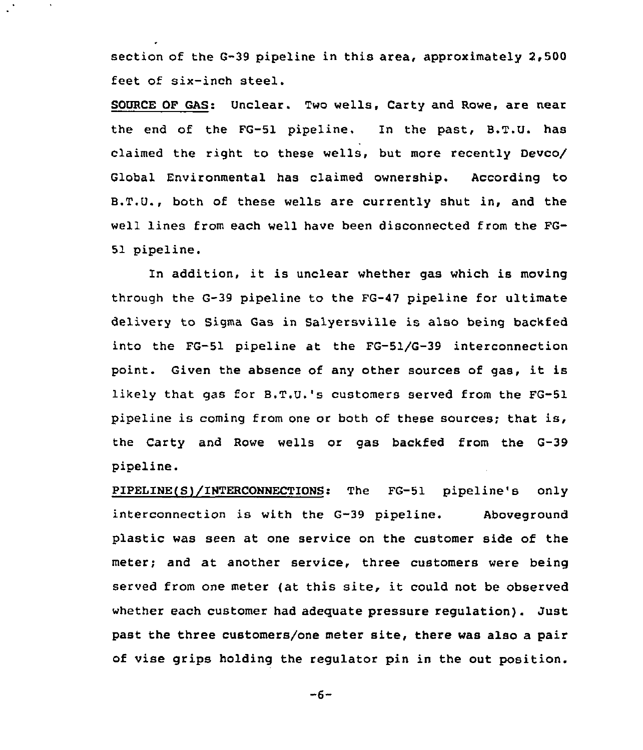section of the G-39 pipeline in this area, approximately 2,500 feet of six-inch steel.

<u>SOURCE OF GAS</u>: Unclear. Two wells, Carty and Rowe, are near the end of the FG-51 pipeline. In the past, B.T.U. has claimed the right to these wells, but more recently Devco/ Global Environmental has claimed ownership. According to B.T.U., both of these wells are currently shut in, and the well lines from each well have been disconnected from the FG-51 pipeline.

In addition, it is unclear whether gas which is moving through the G-39 pipeline to the FG-47 pipeline for ultimate delivery to Sigma Gas in Salyersville is also being backfed into the FG-51 pipeline at the FG-51/G-39 interconnection point. Given the absence of any other sources of gas, it is likely that gas for B.T.U.'s customers served from the FG-51 pipeline is coming from one or both of these sources; that is, the Carty and Rowe wells or gas backfed from the G-39 pipeline.

<u>PIPELINE(S)/INTERCONNECTIONS</u>: The FG-51 pipeline's only interconnection is with the G-39 pipeline. Aboveground plastic was seen at one service on the customer side of the meter; and at another service, three customers were being served from one meter (at this site, it could not be observed whether each customer had adequate pressure regulation). Just past the three customers/one meter site, there was also a pair of vise grips holding the regulator pin in the out position.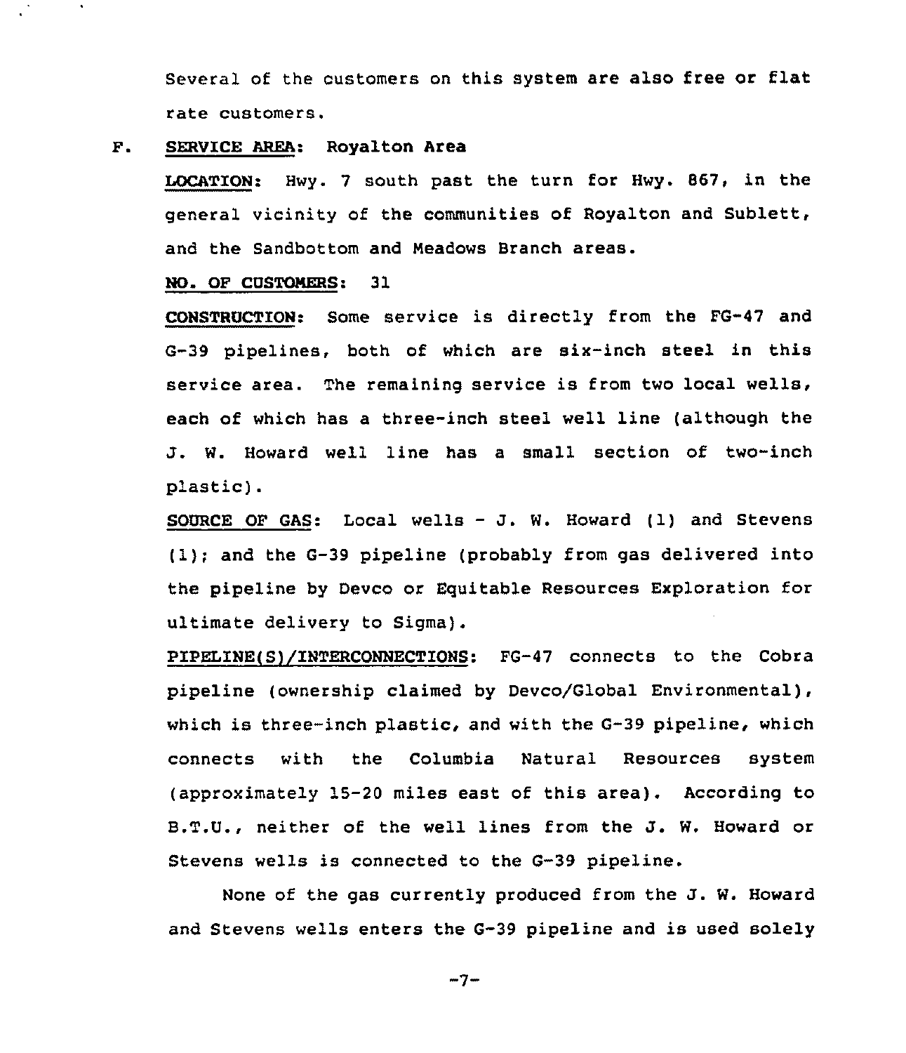Several of the customers on this system are also free or flat rate customers.

F. <u>SERVICE AREA</u>: Royalton Area

<u>LOCATION</u>: Hwy. 7 south past the turn for Hwy. 867, in the general vicinity of the communities of Royalton and Sublett, and the Sandbottom and Meadows Branch areas.

<u>NO. OF CUSTOMERS</u>: 31

<u>CONSTRUCTION</u>: Some service is directly from the FG-47 and G-39 pipelines, both of which are six-inch steel in this service area. The remaining service is from two local wells, each of which has a three-inch steel well line (although the J. W. Howard well line has a small section of two-inch plastic).

<u>SOURCE OF GAS</u>: Local wells - J. W. Howard (1) and Stevens (1); and the G-39 pipeline (probably from gas delivered into the pipeline by Devco or Equitable Resources Exploration for ultimate delivery to Sigma).

<u>PIPELINE(S)/INTERCONNECTIONS</u>: FG-47 connects to the Cobra pipeline (ownership claimed by Devco/Global Environmental), which is three-inch plastic, and with the G-39 pipeline, which connects with the Columbia Natural Resources system (approximately 15-20 miles east of this area). According to B.T.U., neither of the well lines from the J. W. Howard or Stevens wells is connected to the G-39 pipeline.

None of the gas currently produced from the J. W. Howard and Stevens wells enters the G-39 pipeline and is used solely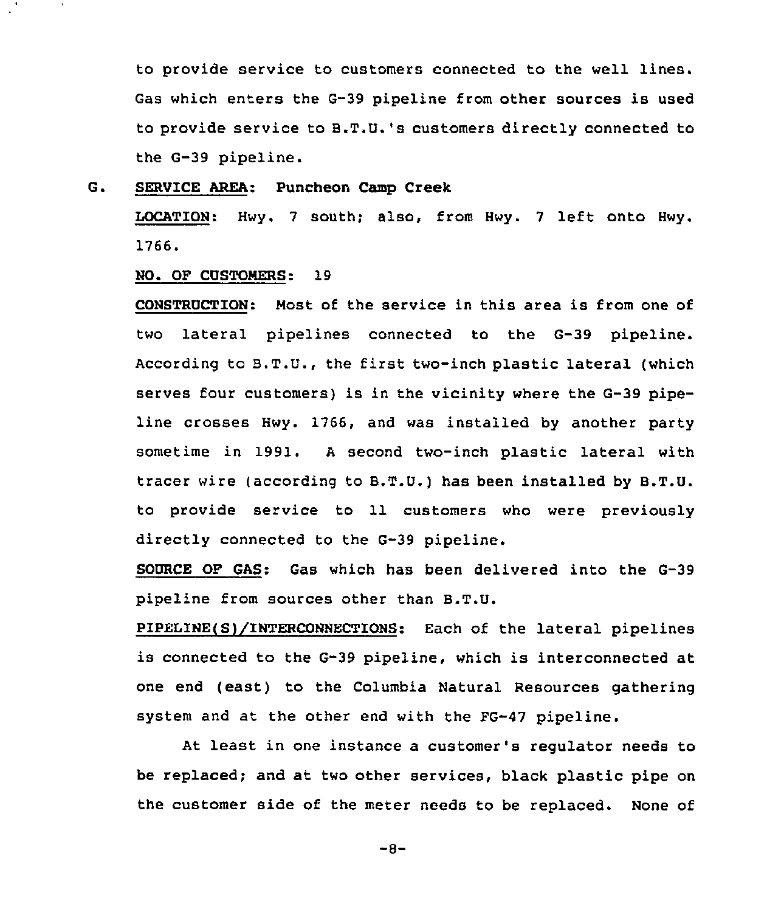to provide service to customers connected to the well lines. Gas which enters the G-39 pipeline from other sources is used to provide service to B.T.U.'s customers directly connected to the G-39 pipeline.

G. <u>SERVICE AREA</u>: **Puncheon Camp Creek**

<u>LOCATION</u>: Hwy. 7 south; also, from Hwy. 7 left onto Hwy. 1766.

<u>NO. OF CUSTOMERS</u>: 19

<u>CONSTRUCTION</u>: Most of the service in this area is from one of two lateral pipelines connected to the G-39 pipeline. According to B.T.U., the first two-inch plastic lateral (which serves four customers) is in the vicinity where the G-39 pipeline crosses Hwy. 1766, and was installed by another party sometime in 1991. A second two-inch plastic lateral with tracer wire (according to B.T.U.) has been installed by B.T.U. to provide service to 11 customers who were previously directly connected to the G-39 pipeline.

<u>SOURCE OF GAS</u>: Gas which has been delivered into the G-39 pipeline from sources other than B.T.U.

<u>PIPELINE(S)/INTERCONNECTIONS</u>: Each of the lateral pipelines is connected to the G-39 pipeline, which is interconnected at one end (east) to the Columbia Natural Resources gathering system and at the other end with the FG-47 pipeline.

At least in one instance a customer's regulator needs to be replaced; and at two other services, black plastic pipe on the customer side of the meter needs to be replaced. None of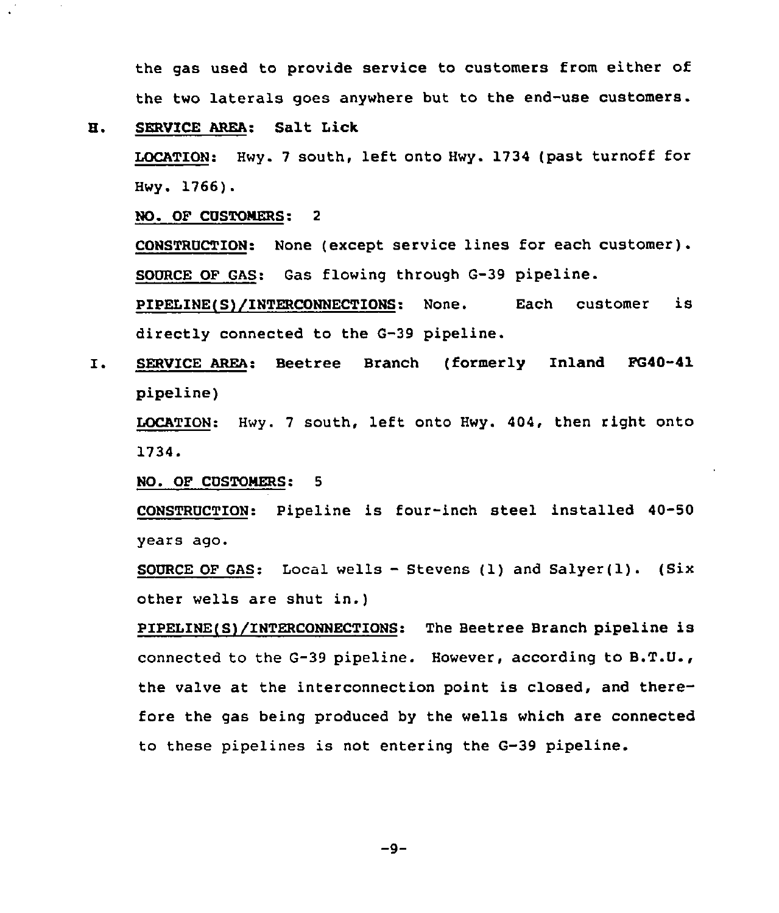the gas used to provide service to customers from either of the two laterals goes anywhere but to the end-use customers.

H. SERVICE AREA: Salt Lick

LOCATION: Hwy. 7 south, left onto Hwy. 1734 (past turnoff for Hwy. 1766).

NO. OF CUSTOMERS: 2

CONSTRUCTION: None (except service lines for each customer).

SOURCE OF GAS: Gas flowing through G-39 pipeline.

PIPELINE(S)/INTERCONNECTIONS: None. Each customer is directly connected to the G-39 pipeline.

I. SERVICE AREA: Beetree Branch (formerly Inland FG40-41 pipeline)

LOCATION: Hwy. 7 south, left onto Hwy. 404, then right onto 1734.

NO. OF CUSTOMERS: 5

CONSTRUCTION: Pipeline is four-inch steel installed 40-50 years ago.

SOURCE OF GAS: Local wells - Stevens (1) and Salyer(1). (Six other wells are shut in.)

PIPELINE(S)/INTERCONNECTIONS: The Beetree Branch pipeline is connected to the G-39 pipeline. However, according to B.T.U., the valve at the interconnection point is closed, and therefore the gas being produced by the wells which are connected to these pipelines is not entering the G-39 pipeline.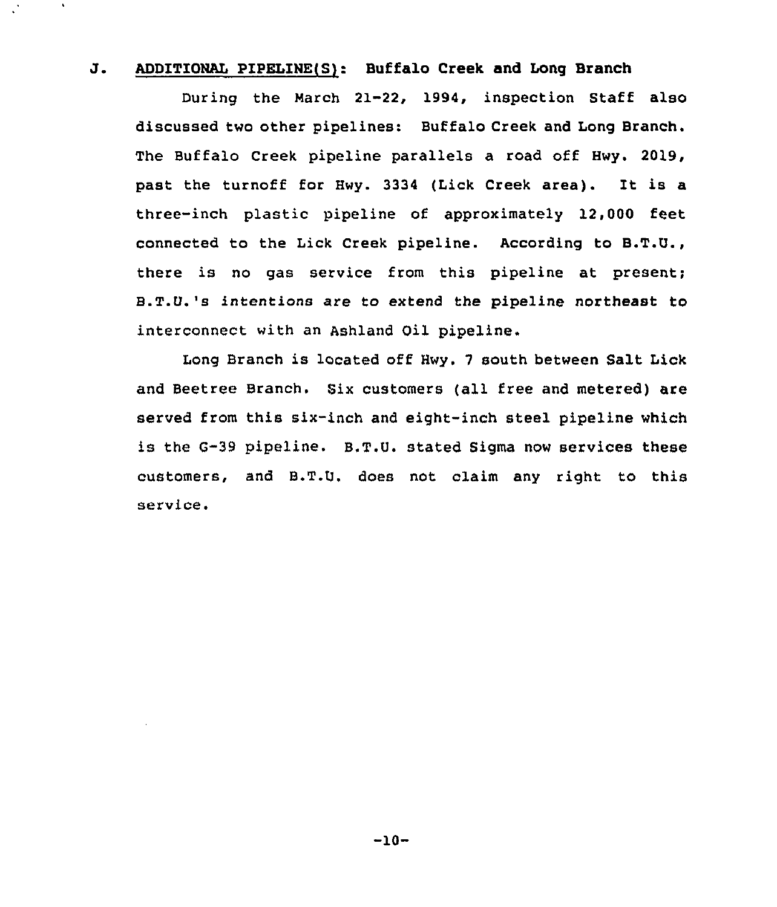J. <u>ADDITIONAL PIPELINE(S)</u>: **Buffalo Creek and Long Branch**

During the March 21-22, 1994, inspection Staff also discussed two other pipelines: Buffalo Creek and Long Branch. The Buffalo Creek pipeline parallels a road off Hwy. 2019, past the turnoff for Hwy. 3334 (Lick Creek area). It is a three-inch plastic pipeline of approximately 12,000 feet connected to the Lick Creek pipeline. According to B.T.U., there is no gas service from this pipeline at present; B.T.U.'s intentions are to extend the pipeline northeast to interconnect with an Ashland Oil pipeline.

Long Branch is located off Hwy. 7 south between Salt Lick and Beetree Branch. Six customers (all free and metered) are served from this six-inch and eight-inch steel pipeline which is the G-39 pipeline. B.T.U. stated Sigma now services these customers, and B.T.U. does not claim any right to this service.